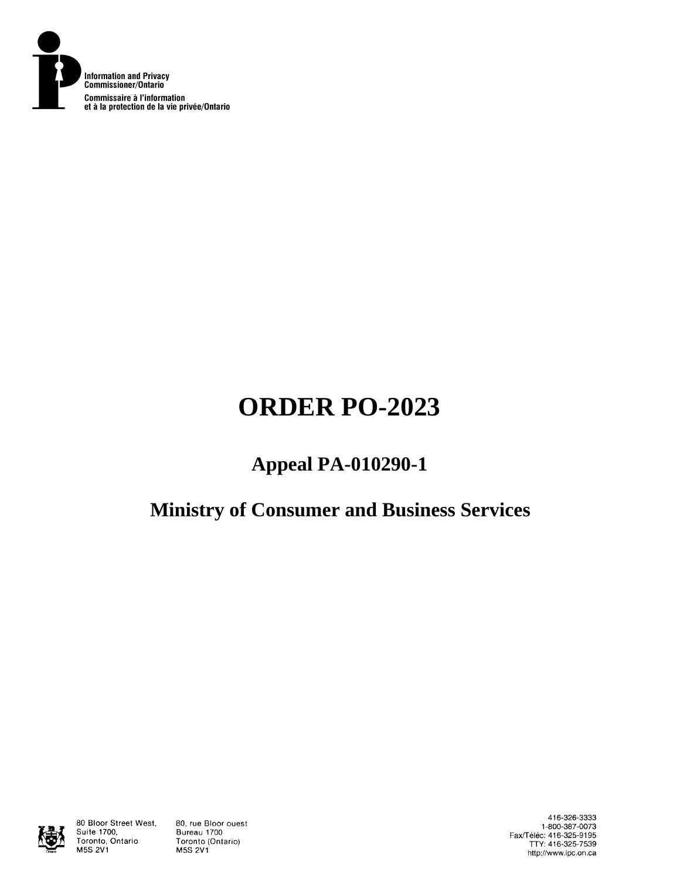Information and Privacy Commissioner/Ontario

Commissaire à l'information et à la protection de la vie privée/Ontario

# ORDER PO-2023

## Appeal PA-010290-1

## Ministry of Consumer and Business Services

80 Bloor Street West, Suite 1700, Toronto, Ontario M5S 2V1

80, rue Bloor ouest Bureau 1700 Toronto (Ontario) M5S 2V1

416-326-3333
1-800-387-0073
Fax/Téléc: 416-325-9195
TTY: 416-325-7539
http://www.ipc.on.ca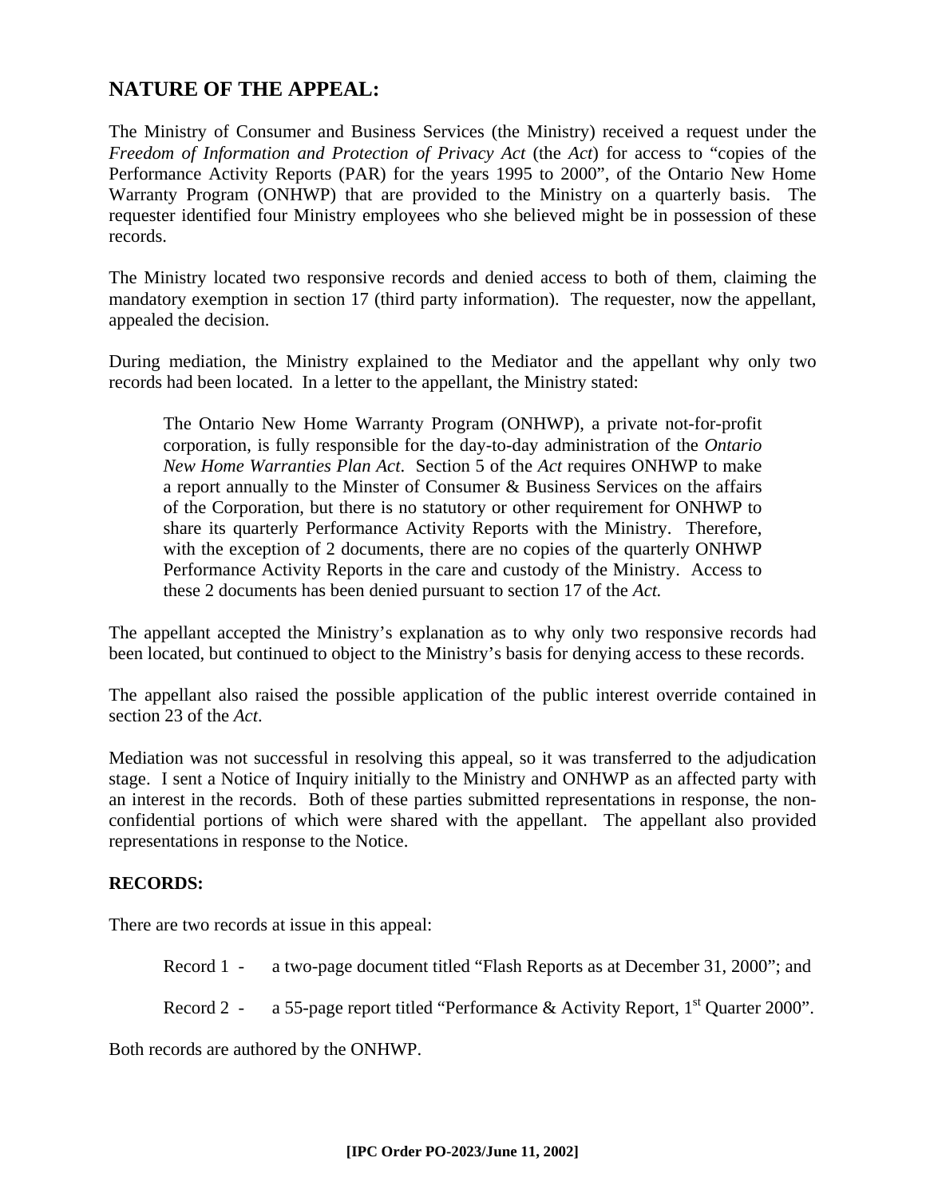## NATURE OF THE APPEAL:

The Ministry of Consumer and Business Services (the Ministry) received a request under the *Freedom of Information and Protection of Privacy Act* (the *Act*) for access to "copies of the Performance Activity Reports (PAR) for the years 1995 to 2000", of the Ontario New Home Warranty Program (ONHWP) that are provided to the Ministry on a quarterly basis. The requester identified four Ministry employees who she believed might be in possession of these records.

The Ministry located two responsive records and denied access to both of them, claiming the mandatory exemption in section 17 (third party information). The requester, now the appellant, appealed the decision.

During mediation, the Ministry explained to the Mediator and the appellant why only two records had been located. In a letter to the appellant, the Ministry stated:

> The Ontario New Home Warranty Program (ONHWP), a private not-for-profit corporation, is fully responsible for the day-to-day administration of the *Ontario New Home Warranties Plan Act*. Section 5 of the *Act* requires ONHWP to make a report annually to the Minster of Consumer & Business Services on the affairs of the Corporation, but there is no statutory or other requirement for ONHWP to share its quarterly Performance Activity Reports with the Ministry. Therefore, with the exception of 2 documents, there are no copies of the quarterly ONHWP Performance Activity Reports in the care and custody of the Ministry. Access to these 2 documents has been denied pursuant to section 17 of the *Act.*

The appellant accepted the Ministry's explanation as to why only two responsive records had been located, but continued to object to the Ministry's basis for denying access to these records.

The appellant also raised the possible application of the public interest override contained in section 23 of the *Act*.

Mediation was not successful in resolving this appeal, so it was transferred to the adjudication stage. I sent a Notice of Inquiry initially to the Ministry and ONHWP as an affected party with an interest in the records. Both of these parties submitted representations in response, the non-confidential portions of which were shared with the appellant. The appellant also provided representations in response to the Notice.

**RECORDS:**

There are two records at issue in this appeal:

> Record 1 - a two-page document titled "Flash Reports as at December 31, 2000"; and
>
> Record 2 - a 55-page report titled "Performance & Activity Report, 1st Quarter 2000".

Both records are authored by the ONHWP.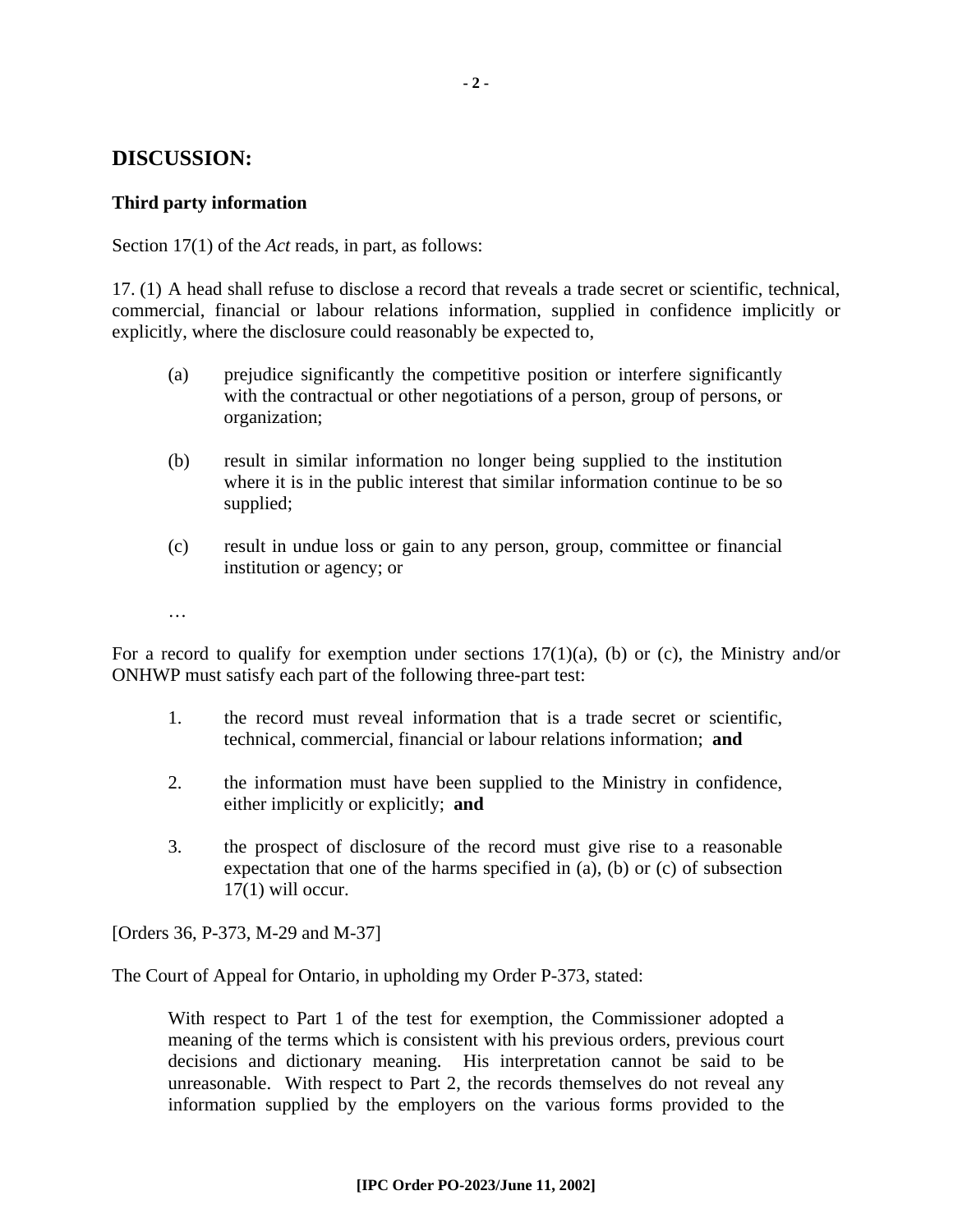## DISCUSSION:

### Third party information

Section 17(1) of the *Act* reads, in part, as follows:

17. (1) A head shall refuse to disclose a record that reveals a trade secret or scientific, technical, commercial, financial or labour relations information, supplied in confidence implicitly or explicitly, where the disclosure could reasonably be expected to,

> (a) prejudice significantly the competitive position or interfere significantly with the contractual or other negotiations of a person, group of persons, or organization;
>
> (b) result in similar information no longer being supplied to the institution where it is in the public interest that similar information continue to be so supplied;
>
> (c) result in undue loss or gain to any person, group, committee or financial institution or agency; or
>
> …

For a record to qualify for exemption under sections 17(1)(a), (b) or (c), the Ministry and/or ONHWP must satisfy each part of the following three-part test:

1. the record must reveal information that is a trade secret or scientific, technical, commercial, financial or labour relations information; **and**

2. the information must have been supplied to the Ministry in confidence, either implicitly or explicitly; **and**

3. the prospect of disclosure of the record must give rise to a reasonable expectation that one of the harms specified in (a), (b) or (c) of subsection 17(1) will occur.

[Orders 36, P-373, M-29 and M-37]

The Court of Appeal for Ontario, in upholding my Order P-373, stated:

> With respect to Part 1 of the test for exemption, the Commissioner adopted a meaning of the terms which is consistent with his previous orders, previous court decisions and dictionary meaning. His interpretation cannot be said to be unreasonable. With respect to Part 2, the records themselves do not reveal any information supplied by the employers on the various forms provided to the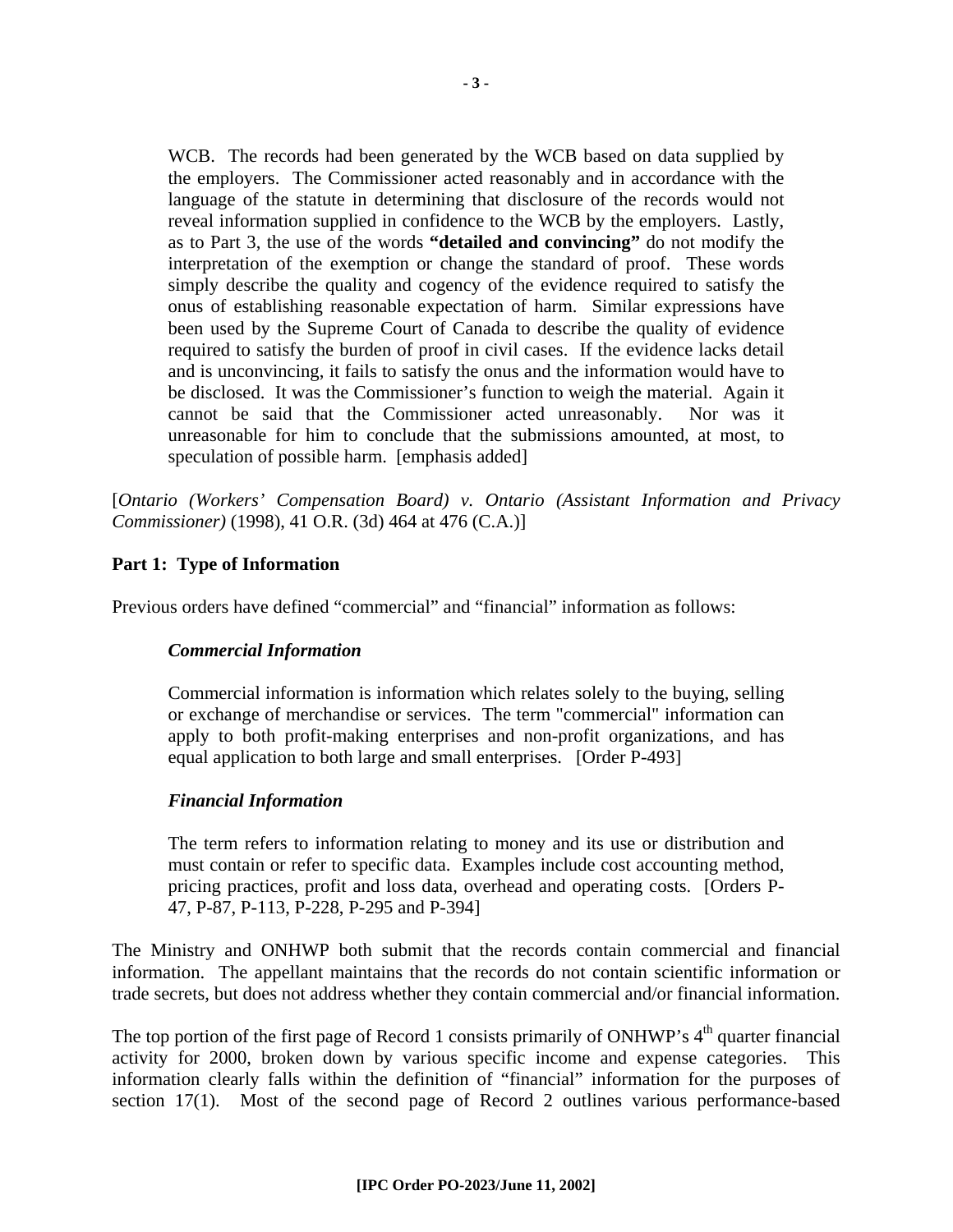> WCB. The records had been generated by the WCB based on data supplied by the employers. The Commissioner acted reasonably and in accordance with the language of the statute in determining that disclosure of the records would not reveal information supplied in confidence to the WCB by the employers. Lastly, as to Part 3, the use of the words **"detailed and convincing"** do not modify the interpretation of the exemption or change the standard of proof. These words simply describe the quality and cogency of the evidence required to satisfy the onus of establishing reasonable expectation of harm. Similar expressions have been used by the Supreme Court of Canada to describe the quality of evidence required to satisfy the burden of proof in civil cases. If the evidence lacks detail and is unconvincing, it fails to satisfy the onus and the information would have to be disclosed. It was the Commissioner's function to weigh the material. Again it cannot be said that the Commissioner acted unreasonably. Nor was it unreasonable for him to conclude that the submissions amounted, at most, to speculation of possible harm. [emphasis added]

[*Ontario (Workers' Compensation Board) v. Ontario (Assistant Information and Privacy Commissioner)* (1998), 41 O.R. (3d) 464 at 476 (C.A.)]

**Part 1: Type of Information**

Previous orders have defined "commercial" and "financial" information as follows:

> ***Commercial Information***
>
> Commercial information is information which relates solely to the buying, selling or exchange of merchandise or services. The term "commercial" information can apply to both profit-making enterprises and non-profit organizations, and has equal application to both large and small enterprises. [Order P-493]
>
> ***Financial Information***
>
> The term refers to information relating to money and its use or distribution and must contain or refer to specific data. Examples include cost accounting method, pricing practices, profit and loss data, overhead and operating costs. [Orders P-47, P-87, P-113, P-228, P-295 and P-394]

The Ministry and ONHWP both submit that the records contain commercial and financial information. The appellant maintains that the records do not contain scientific information or trade secrets, but does not address whether they contain commercial and/or financial information.

The top portion of the first page of Record 1 consists primarily of ONHWP's 4th quarter financial activity for 2000, broken down by various specific income and expense categories. This information clearly falls within the definition of "financial" information for the purposes of section 17(1). Most of the second page of Record 2 outlines various performance-based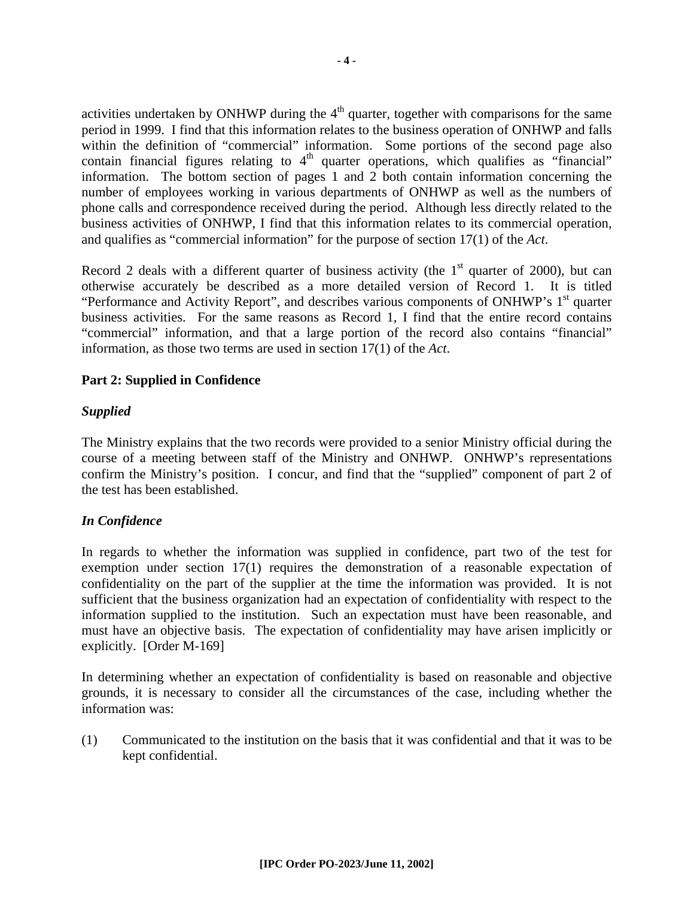activities undertaken by ONHWP during the 4th quarter, together with comparisons for the same period in 1999. I find that this information relates to the business operation of ONHWP and falls within the definition of "commercial" information. Some portions of the second page also contain financial figures relating to 4th quarter operations, which qualifies as "financial" information. The bottom section of pages 1 and 2 both contain information concerning the number of employees working in various departments of ONHWP as well as the numbers of phone calls and correspondence received during the period. Although less directly related to the business activities of ONHWP, I find that this information relates to its commercial operation, and qualifies as "commercial information" for the purpose of section 17(1) of the *Act*.

Record 2 deals with a different quarter of business activity (the 1st quarter of 2000), but can otherwise accurately be described as a more detailed version of Record 1. It is titled "Performance and Activity Report", and describes various components of ONHWP's 1st quarter business activities. For the same reasons as Record 1, I find that the entire record contains "commercial" information, and that a large portion of the record also contains "financial" information, as those two terms are used in section 17(1) of the *Act*.

**Part 2: Supplied in Confidence**

***Supplied***

The Ministry explains that the two records were provided to a senior Ministry official during the course of a meeting between staff of the Ministry and ONHWP. ONHWP's representations confirm the Ministry's position. I concur, and find that the "supplied" component of part 2 of the test has been established.

***In Confidence***

In regards to whether the information was supplied in confidence, part two of the test for exemption under section 17(1) requires the demonstration of a reasonable expectation of confidentiality on the part of the supplier at the time the information was provided. It is not sufficient that the business organization had an expectation of confidentiality with respect to the information supplied to the institution. Such an expectation must have been reasonable, and must have an objective basis. The expectation of confidentiality may have arisen implicitly or explicitly. [Order M-169]

In determining whether an expectation of confidentiality is based on reasonable and objective grounds, it is necessary to consider all the circumstances of the case, including whether the information was:

(1) Communicated to the institution on the basis that it was confidential and that it was to be kept confidential.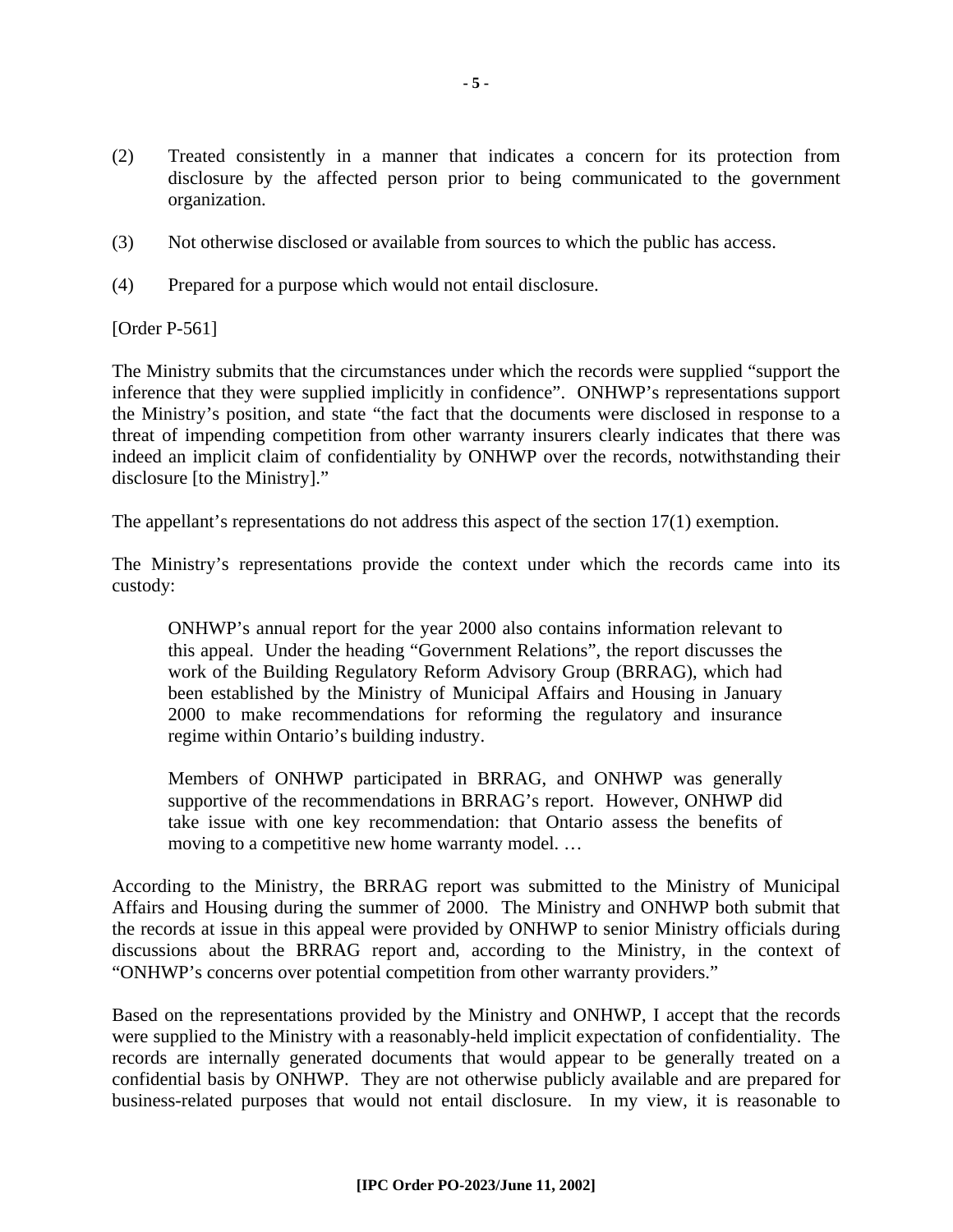(2) Treated consistently in a manner that indicates a concern for its protection from disclosure by the affected person prior to being communicated to the government organization.

(3) Not otherwise disclosed or available from sources to which the public has access.

(4) Prepared for a purpose which would not entail disclosure.

[Order P-561]

The Ministry submits that the circumstances under which the records were supplied "support the inference that they were supplied implicitly in confidence". ONHWP's representations support the Ministry's position, and state "the fact that the documents were disclosed in response to a threat of impending competition from other warranty insurers clearly indicates that there was indeed an implicit claim of confidentiality by ONHWP over the records, notwithstanding their disclosure [to the Ministry]."

The appellant's representations do not address this aspect of the section 17(1) exemption.

The Ministry's representations provide the context under which the records came into its custody:

> ONHWP's annual report for the year 2000 also contains information relevant to this appeal. Under the heading "Government Relations", the report discusses the work of the Building Regulatory Reform Advisory Group (BRRAG), which had been established by the Ministry of Municipal Affairs and Housing in January 2000 to make recommendations for reforming the regulatory and insurance regime within Ontario's building industry.
>
> Members of ONHWP participated in BRRAG, and ONHWP was generally supportive of the recommendations in BRRAG's report. However, ONHWP did take issue with one key recommendation: that Ontario assess the benefits of moving to a competitive new home warranty model. …

According to the Ministry, the BRRAG report was submitted to the Ministry of Municipal Affairs and Housing during the summer of 2000. The Ministry and ONHWP both submit that the records at issue in this appeal were provided by ONHWP to senior Ministry officials during discussions about the BRRAG report and, according to the Ministry, in the context of "ONHWP's concerns over potential competition from other warranty providers."

Based on the representations provided by the Ministry and ONHWP, I accept that the records were supplied to the Ministry with a reasonably-held implicit expectation of confidentiality. The records are internally generated documents that would appear to be generally treated on a confidential basis by ONHWP. They are not otherwise publicly available and are prepared for business-related purposes that would not entail disclosure. In my view, it is reasonable to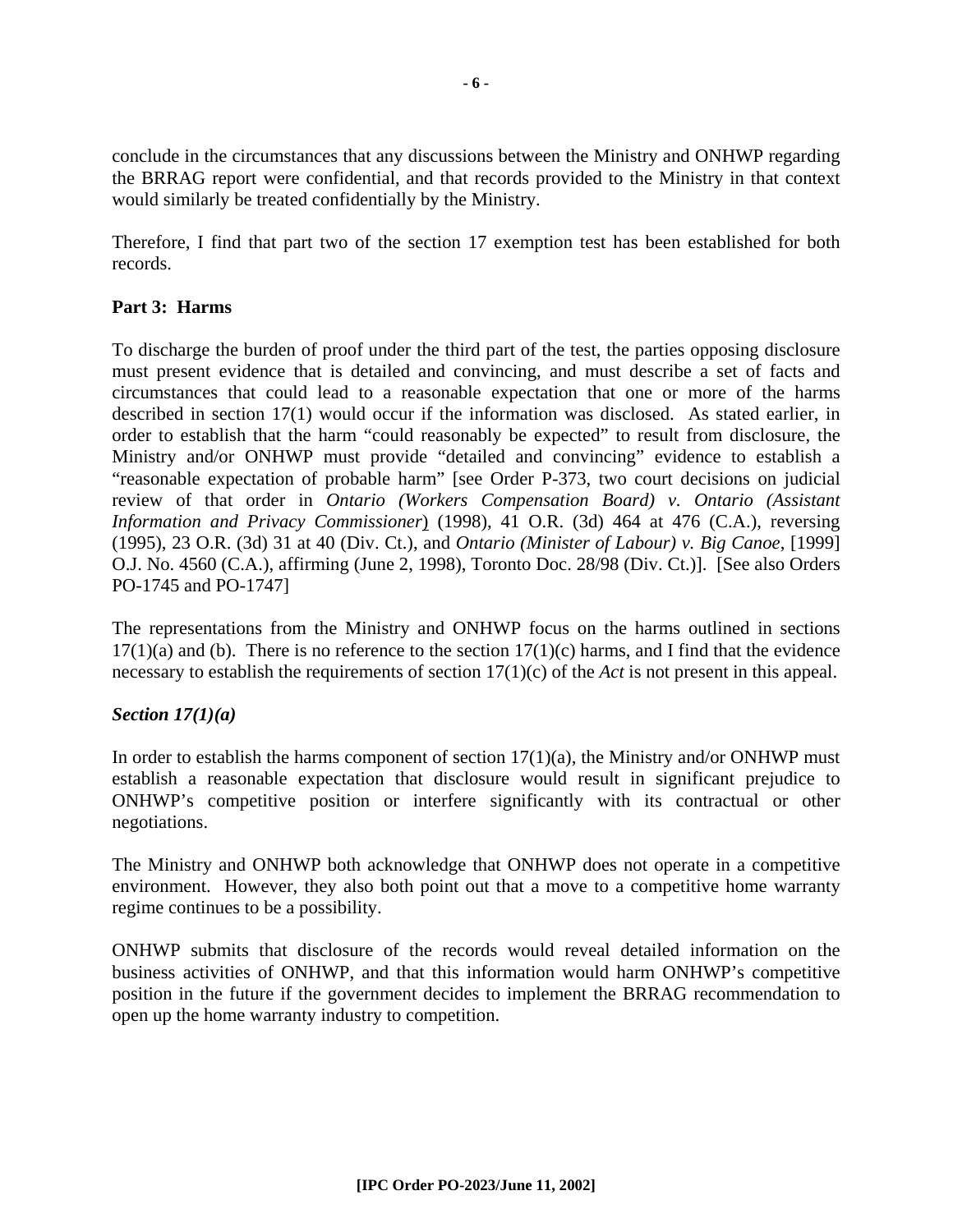conclude in the circumstances that any discussions between the Ministry and ONHWP regarding the BRRAG report were confidential, and that records provided to the Ministry in that context would similarly be treated confidentially by the Ministry.

Therefore, I find that part two of the section 17 exemption test has been established for both records.

**Part 3: Harms**

To discharge the burden of proof under the third part of the test, the parties opposing disclosure must present evidence that is detailed and convincing, and must describe a set of facts and circumstances that could lead to a reasonable expectation that one or more of the harms described in section 17(1) would occur if the information was disclosed. As stated earlier, in order to establish that the harm "could reasonably be expected" to result from disclosure, the Ministry and/or ONHWP must provide "detailed and convincing" evidence to establish a "reasonable expectation of probable harm" [see Order P-373, two court decisions on judicial review of that order in *Ontario (Workers Compensation Board) v. Ontario (Assistant Information and Privacy Commissioner*) (1998), 41 O.R. (3d) 464 at 476 (C.A.), reversing (1995), 23 O.R. (3d) 31 at 40 (Div. Ct.), and *Ontario (Minister of Labour) v. Big Canoe*, [1999] O.J. No. 4560 (C.A.), affirming (June 2, 1998), Toronto Doc. 28/98 (Div. Ct.)]. [See also Orders PO-1745 and PO-1747]

The representations from the Ministry and ONHWP focus on the harms outlined in sections 17(1)(a) and (b). There is no reference to the section 17(1)(c) harms, and I find that the evidence necessary to establish the requirements of section 17(1)(c) of the *Act* is not present in this appeal.

***Section 17(1)(a)***

In order to establish the harms component of section 17(1)(a), the Ministry and/or ONHWP must establish a reasonable expectation that disclosure would result in significant prejudice to ONHWP's competitive position or interfere significantly with its contractual or other negotiations.

The Ministry and ONHWP both acknowledge that ONHWP does not operate in a competitive environment. However, they also both point out that a move to a competitive home warranty regime continues to be a possibility.

ONHWP submits that disclosure of the records would reveal detailed information on the business activities of ONHWP, and that this information would harm ONHWP's competitive position in the future if the government decides to implement the BRRAG recommendation to open up the home warranty industry to competition.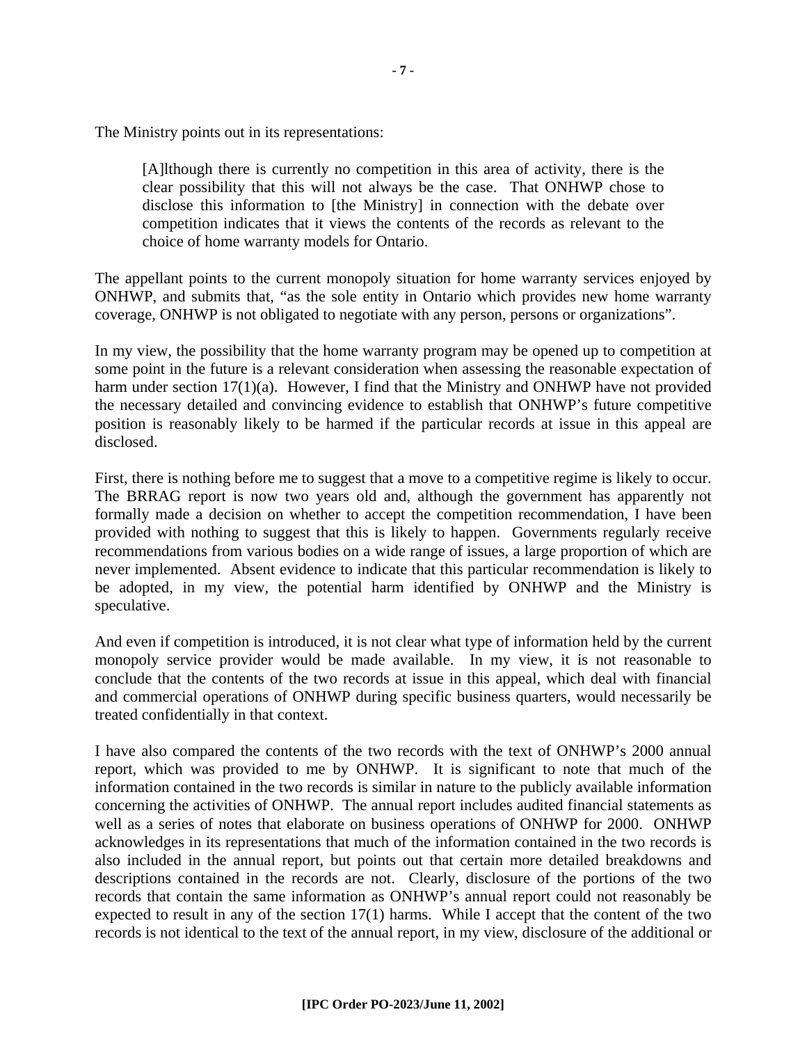The Ministry points out in its representations:

> [A]lthough there is currently no competition in this area of activity, there is the clear possibility that this will not always be the case. That ONHWP chose to disclose this information to [the Ministry] in connection with the debate over competition indicates that it views the contents of the records as relevant to the choice of home warranty models for Ontario.

The appellant points to the current monopoly situation for home warranty services enjoyed by ONHWP, and submits that, "as the sole entity in Ontario which provides new home warranty coverage, ONHWP is not obligated to negotiate with any person, persons or organizations".

In my view, the possibility that the home warranty program may be opened up to competition at some point in the future is a relevant consideration when assessing the reasonable expectation of harm under section 17(1)(a). However, I find that the Ministry and ONHWP have not provided the necessary detailed and convincing evidence to establish that ONHWP's future competitive position is reasonably likely to be harmed if the particular records at issue in this appeal are disclosed.

First, there is nothing before me to suggest that a move to a competitive regime is likely to occur. The BRRAG report is now two years old and, although the government has apparently not formally made a decision on whether to accept the competition recommendation, I have been provided with nothing to suggest that this is likely to happen. Governments regularly receive recommendations from various bodies on a wide range of issues, a large proportion of which are never implemented. Absent evidence to indicate that this particular recommendation is likely to be adopted, in my view, the potential harm identified by ONHWP and the Ministry is speculative.

And even if competition is introduced, it is not clear what type of information held by the current monopoly service provider would be made available. In my view, it is not reasonable to conclude that the contents of the two records at issue in this appeal, which deal with financial and commercial operations of ONHWP during specific business quarters, would necessarily be treated confidentially in that context.

I have also compared the contents of the two records with the text of ONHWP's 2000 annual report, which was provided to me by ONHWP. It is significant to note that much of the information contained in the two records is similar in nature to the publicly available information concerning the activities of ONHWP. The annual report includes audited financial statements as well as a series of notes that elaborate on business operations of ONHWP for 2000. ONHWP acknowledges in its representations that much of the information contained in the two records is also included in the annual report, but points out that certain more detailed breakdowns and descriptions contained in the records are not. Clearly, disclosure of the portions of the two records that contain the same information as ONHWP's annual report could not reasonably be expected to result in any of the section 17(1) harms. While I accept that the content of the two records is not identical to the text of the annual report, in my view, disclosure of the additional or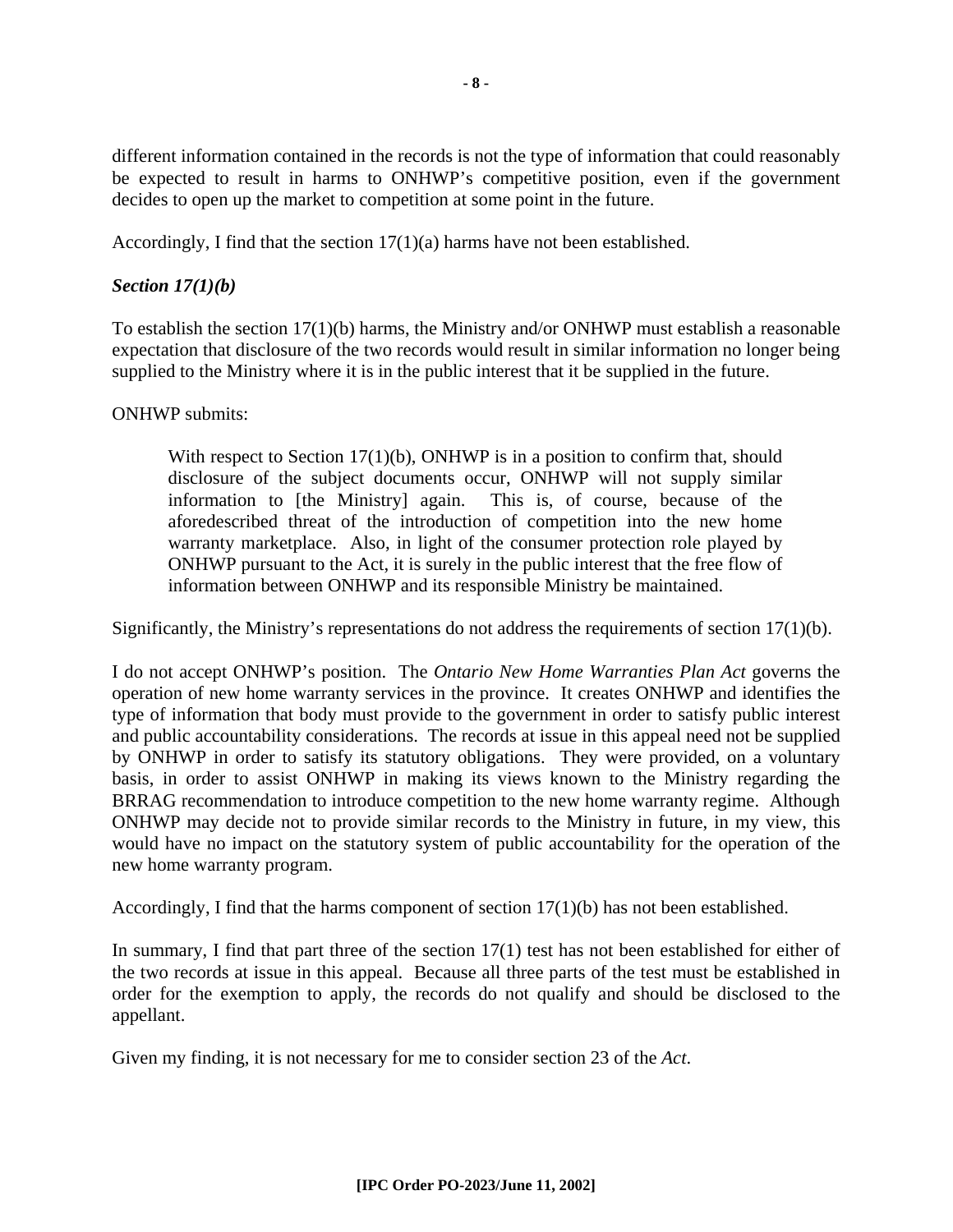different information contained in the records is not the type of information that could reasonably be expected to result in harms to ONHWP's competitive position, even if the government decides to open up the market to competition at some point in the future.

Accordingly, I find that the section 17(1)(a) harms have not been established.

***Section 17(1)(b)***

To establish the section 17(1)(b) harms, the Ministry and/or ONHWP must establish a reasonable expectation that disclosure of the two records would result in similar information no longer being supplied to the Ministry where it is in the public interest that it be supplied in the future.

ONHWP submits:

> With respect to Section 17(1)(b), ONHWP is in a position to confirm that, should disclosure of the subject documents occur, ONHWP will not supply similar information to [the Ministry] again. This is, of course, because of the aforedescribed threat of the introduction of competition into the new home warranty marketplace. Also, in light of the consumer protection role played by ONHWP pursuant to the Act, it is surely in the public interest that the free flow of information between ONHWP and its responsible Ministry be maintained.

Significantly, the Ministry's representations do not address the requirements of section 17(1)(b).

I do not accept ONHWP's position. The *Ontario New Home Warranties Plan Act* governs the operation of new home warranty services in the province. It creates ONHWP and identifies the type of information that body must provide to the government in order to satisfy public interest and public accountability considerations. The records at issue in this appeal need not be supplied by ONHWP in order to satisfy its statutory obligations. They were provided, on a voluntary basis, in order to assist ONHWP in making its views known to the Ministry regarding the BRRAG recommendation to introduce competition to the new home warranty regime. Although ONHWP may decide not to provide similar records to the Ministry in future, in my view, this would have no impact on the statutory system of public accountability for the operation of the new home warranty program.

Accordingly, I find that the harms component of section 17(1)(b) has not been established.

In summary, I find that part three of the section 17(1) test has not been established for either of the two records at issue in this appeal. Because all three parts of the test must be established in order for the exemption to apply, the records do not qualify and should be disclosed to the appellant.

Given my finding, it is not necessary for me to consider section 23 of the *Act*.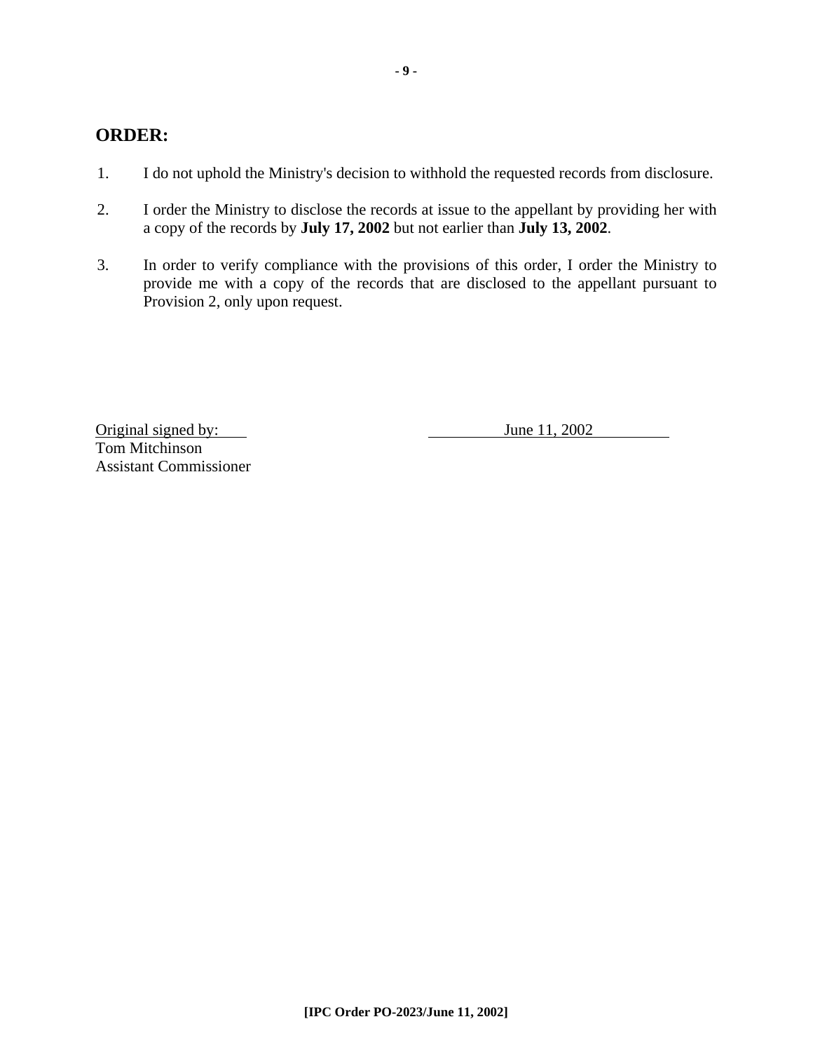## ORDER:

1. I do not uphold the Ministry's decision to withhold the requested records from disclosure.

2. I order the Ministry to disclose the records at issue to the appellant by providing her with a copy of the records by **July 17, 2002** but not earlier than **July 13, 2002**.

3. In order to verify compliance with the provisions of this order, I order the Ministry to provide me with a copy of the records that are disclosed to the appellant pursuant to Provision 2, only upon request.

Original signed by: June 11, 2002

Tom Mitchinson
Assistant Commissioner